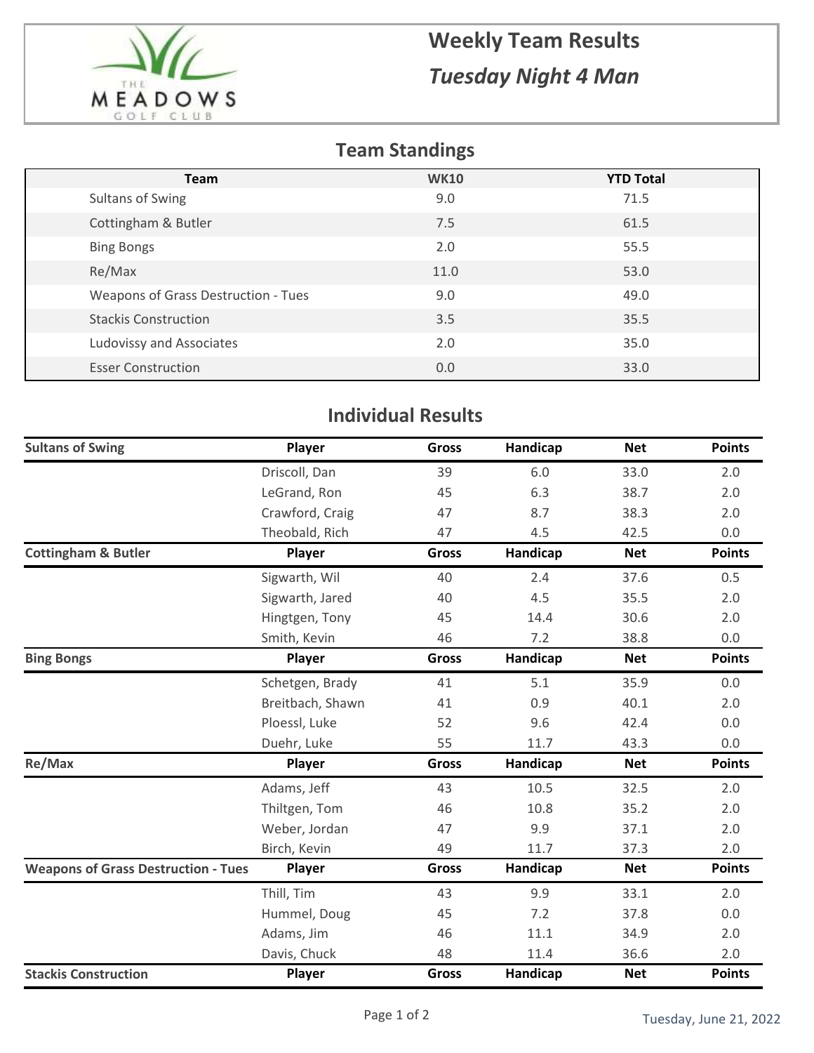THE MEADOWS GOLF CLUB

# Weekly Team Results

## *Tuesday Night 4 Man*

## Team Standings

| Team | WK10 | YTD Total |
|---|---|---|
| Sultans of Swing | 9.0 | 71.5 |
| Cottingham & Butler | 7.5 | 61.5 |
| Bing Bongs | 2.0 | 55.5 |
| Re/Max | 11.0 | 53.0 |
| Weapons of Grass Destruction - Tues | 9.0 | 49.0 |
| Stackis Construction | 3.5 | 35.5 |
| Ludovissy and Associates | 2.0 | 35.0 |
| Esser Construction | 0.0 | 33.0 |

## Individual Results

| Sultans of Swing | Player | Gross | Handicap | Net | Points |
|---|---|---|---|---|---|
| | Driscoll, Dan | 39 | 6.0 | 33.0 | 2.0 |
| | LeGrand, Ron | 45 | 6.3 | 38.7 | 2.0 |
| | Crawford, Craig | 47 | 8.7 | 38.3 | 2.0 |
| | Theobald, Rich | 47 | 4.5 | 42.5 | 0.0 |

| Cottingham & Butler | Player | Gross | Handicap | Net | Points |
|---|---|---|---|---|---|
| | Sigwarth, Wil | 40 | 2.4 | 37.6 | 0.5 |
| | Sigwarth, Jared | 40 | 4.5 | 35.5 | 2.0 |
| | Hingtgen, Tony | 45 | 14.4 | 30.6 | 2.0 |
| | Smith, Kevin | 46 | 7.2 | 38.8 | 0.0 |

| Bing Bongs | Player | Gross | Handicap | Net | Points |
|---|---|---|---|---|---|
| | Schetgen, Brady | 41 | 5.1 | 35.9 | 0.0 |
| | Breitbach, Shawn | 41 | 0.9 | 40.1 | 2.0 |
| | Ploessl, Luke | 52 | 9.6 | 42.4 | 0.0 |
| | Duehr, Luke | 55 | 11.7 | 43.3 | 0.0 |

| Re/Max | Player | Gross | Handicap | Net | Points |
|---|---|---|---|---|---|
| | Adams, Jeff | 43 | 10.5 | 32.5 | 2.0 |
| | Thiltgen, Tom | 46 | 10.8 | 35.2 | 2.0 |
| | Weber, Jordan | 47 | 9.9 | 37.1 | 2.0 |
| | Birch, Kevin | 49 | 11.7 | 37.3 | 2.0 |

| Weapons of Grass Destruction - Tues | Player | Gross | Handicap | Net | Points |
|---|---|---|---|---|---|
| | Thill, Tim | 43 | 9.9 | 33.1 | 2.0 |
| | Hummel, Doug | 45 | 7.2 | 37.8 | 0.0 |
| | Adams, Jim | 46 | 11.1 | 34.9 | 2.0 |
| | Davis, Chuck | 48 | 11.4 | 36.6 | 2.0 |

| Stackis Construction | Player | Gross | Handicap | Net | Points |
|---|---|---|---|---|---|

Tuesday, June 21, 2022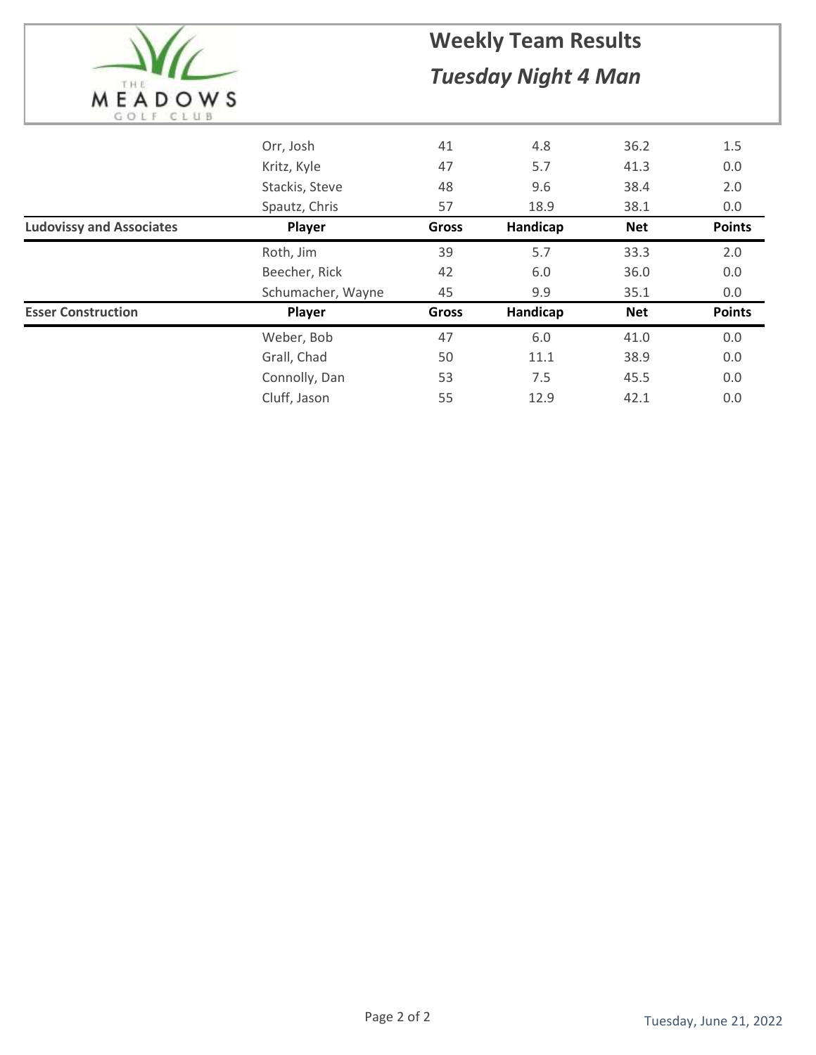# Weekly Team Results

## *Tuesday Night 4 Man*

| | Player | Gross | Handicap | Net | Points |
|---|---|---|---|---|---|
| | Orr, Josh | 41 | 4.8 | 36.2 | 1.5 |
| | Kritz, Kyle | 47 | 5.7 | 41.3 | 0.0 |
| | Stackis, Steve | 48 | 9.6 | 38.4 | 2.0 |
| | Spautz, Chris | 57 | 18.9 | 38.1 | 0.0 |

| **Ludovissy and Associates** | **Player** | **Gross** | **Handicap** | **Net** | **Points** |
|---|---|---|---|---|---|
| | Roth, Jim | 39 | 5.7 | 33.3 | 2.0 |
| | Beecher, Rick | 42 | 6.0 | 36.0 | 0.0 |
| | Schumacher, Wayne | 45 | 9.9 | 35.1 | 0.0 |

| **Esser Construction** | **Player** | **Gross** | **Handicap** | **Net** | **Points** |
|---|---|---|---|---|---|
| | Weber, Bob | 47 | 6.0 | 41.0 | 0.0 |
| | Grall, Chad | 50 | 11.1 | 38.9 | 0.0 |
| | Connolly, Dan | 53 | 7.5 | 45.5 | 0.0 |
| | Cluff, Jason | 55 | 12.9 | 42.1 | 0.0 |